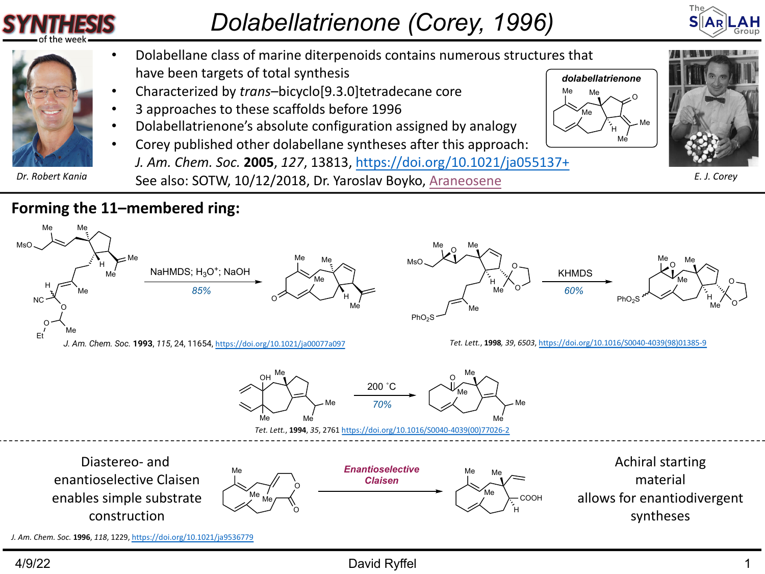# Dolabellatrienone (Corey, 1996)

Dr. Robert Kania

- Dolabellane class of marine diterpenoids contains numerous structures that have been targets of total synthesis
- Characterized by *trans*–bicyclo[9.3.0]tetradecane core
- 3 approaches to these scaffolds before 1996
- Dolabellatrienone's absolute configuration assigned by analogy
- Corey published other dolabellane syntheses after this approach:
  *J. Am. Chem. Soc.* **2005**, *127*, 13813, https://doi.org/10.1021/ja055137+
  See also: SOTW, 10/12/2018, Dr. Yaroslav Boyko, Araneosene

**dolabellatrienone**

E. J. Corey

## Forming the 11–membered ring:

NaHMDS; $H_3O^+$; NaOH
85%

*J. Am. Chem. Soc.* **1993**, *115*, 24, 11654, https://doi.org/10.1021/ja00077a097

KHMDS
60%

*Tet. Lett.*, **1998**, *39*, 6503, https://doi.org/10.1016/S0040-4039(98)01385-9

200 °C
70%

*Tet. Lett.*, **1994**, *35*, 2761 https://doi.org/10.1016/S0040-4039(00)77026-2

---

Diastereo- and enantioselective Claisen enables simple substrate construction

*Enantioselective Claisen*

Achiral starting material allows for enantiodivergent syntheses

*J. Am. Chem. Soc.* **1996**, *118*, 1229, https://doi.org/10.1021/ja9536779

4/9/22 David Ryffel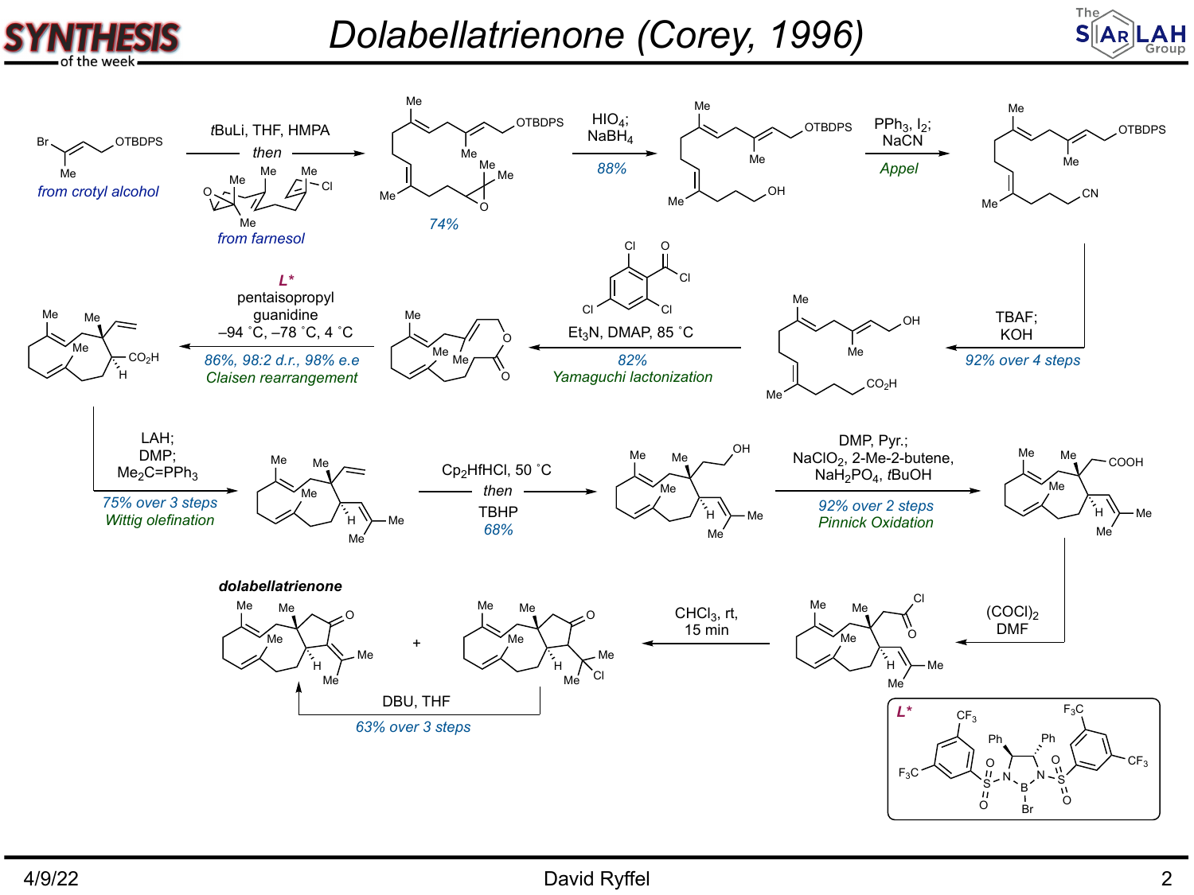# Dolabellatrienone (Corey, 1996)

from crotyl alcohol

*t*BuLi, THF, HMPA *then*

from farnesol

74%

$HIO_4$; $NaBH_4$

88%

$PPh_3$, $I_2$; NaCN

Appel

TBAF; KOH

92% over 4 steps

$Et_3N$, DMAP, 85 ˚C

82%

Yamaguchi lactonization

*L**
pentaisopropyl guanidine
–94 ˚C, –78 ˚C, 4 ˚C

86%, 98:2 d.r., 98% e.e

Claisen rearrangement

LAH; DMP; $Me_2C{=}PPh_3$

75% over 3 steps

Wittig olefination

$Cp_2HfHCl$, 50 ˚C *then* TBHP

68%

DMP, Pyr.; $NaClO_2$, 2-Me-2-butene, $NaH_2PO_4$, *t*BuOH

92% over 2 steps

Pinnick Oxidation

$(COCl)_2$ DMF

$CHCl_3$, rt, 15 min

**dolabellatrienone**

DBU, THF

63% over 3 steps

*L**